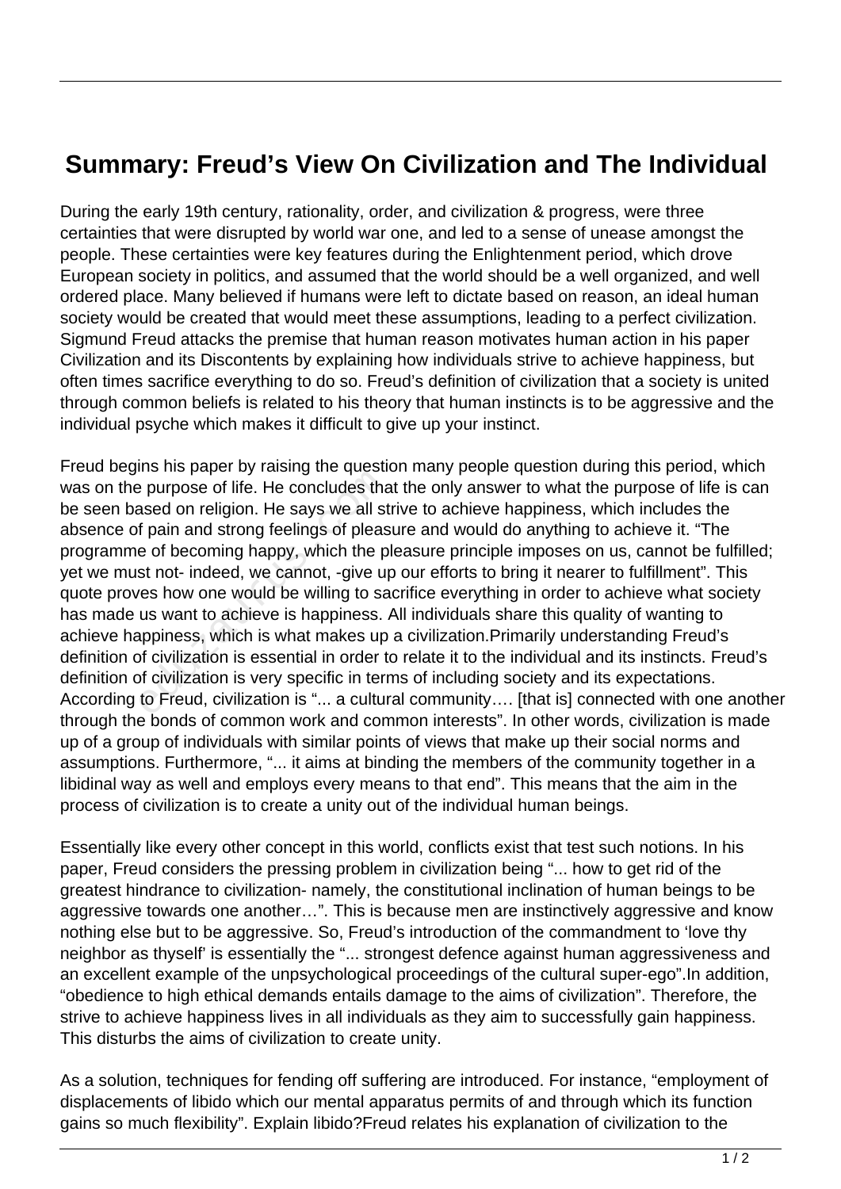# Summary: Freud's View On Civilization and The Individual

During the early 19th century, rationality, order, and civilization & progress, were three certainties that were disrupted by world war one, and led to a sense of unease amongst the people. These certainties were key features during the Enlightenment period, which drove European society in politics, and assumed that the world should be a well organized, and well ordered place. Many believed if humans were left to dictate based on reason, an ideal human society would be created that would meet these assumptions, leading to a perfect civilization. Sigmund Freud attacks the premise that human reason motivates human action in his paper Civilization and its Discontents by explaining how individuals strive to achieve happiness, but often times sacrifice everything to do so. Freud's definition of civilization that a society is united through common beliefs is related to his theory that human instincts is to be aggressive and the individual psyche which makes it difficult to give up your instinct.

Freud begins his paper by raising the question many people question during this period, which was on the purpose of life. He concludes that the only answer to what the purpose of life is can be seen based on religion. He says we all strive to achieve happiness, which includes the absence of pain and strong feelings of pleasure and would do anything to achieve it. "The programme of becoming happy, which the pleasure principle imposes on us, cannot be fulfilled; yet we must not- indeed, we cannot, -give up our efforts to bring it nearer to fulfillment". This quote proves how one would be willing to sacrifice everything in order to achieve what society has made us want to achieve is happiness. All individuals share this quality of wanting to achieve happiness, which is what makes up a civilization.Primarily understanding Freud's definition of civilization is essential in order to relate it to the individual and its instincts. Freud's definition of civilization is very specific in terms of including society and its expectations. According to Freud, civilization is "... a cultural community…. [that is] connected with one another through the bonds of common work and common interests". In other words, civilization is made up of a group of individuals with similar points of views that make up their social norms and assumptions. Furthermore, "... it aims at binding the members of the community together in a libidinal way as well and employs every means to that end". This means that the aim in the process of civilization is to create a unity out of the individual human beings.

Essentially like every other concept in this world, conflicts exist that test such notions. In his paper, Freud considers the pressing problem in civilization being "... how to get rid of the greatest hindrance to civilization- namely, the constitutional inclination of human beings to be aggressive towards one another…". This is because men are instinctively aggressive and know nothing else but to be aggressive. So, Freud's introduction of the commandment to 'love thy neighbor as thyself' is essentially the "... strongest defence against human aggressiveness and an excellent example of the unpsychological proceedings of the cultural super-ego".In addition, "obedience to high ethical demands entails damage to the aims of civilization". Therefore, the strive to achieve happiness lives in all individuals as they aim to successfully gain happiness. This disturbs the aims of civilization to create unity.

As a solution, techniques for fending off suffering are introduced. For instance, "employment of displacements of libido which our mental apparatus permits of and through which its function gains so much flexibility". Explain libido?Freud relates his explanation of civilization to the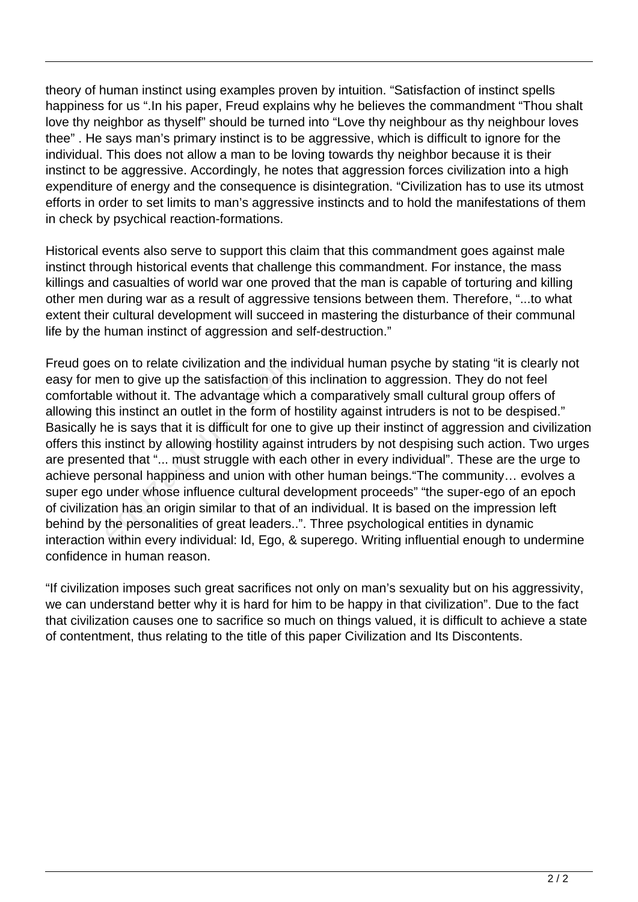theory of human instinct using examples proven by intuition. “Satisfaction of instinct spells happiness for us ”.In his paper, Freud explains why he believes the commandment “Thou shalt love thy neighbor as thyself” should be turned into “Love thy neighbour as thy neighbour loves thee” . He says man’s primary instinct is to be aggressive, which is difficult to ignore for the individual. This does not allow a man to be loving towards thy neighbor because it is their instinct to be aggressive. Accordingly, he notes that aggression forces civilization into a high expenditure of energy and the consequence is disintegration. “Civilization has to use its utmost efforts in order to set limits to man’s aggressive instincts and to hold the manifestations of them in check by psychical reaction-formations.

Historical events also serve to support this claim that this commandment goes against male instinct through historical events that challenge this commandment. For instance, the mass killings and casualties of world war one proved that the man is capable of torturing and killing other men during war as a result of aggressive tensions between them. Therefore, “...to what extent their cultural development will succeed in mastering the disturbance of their communal life by the human instinct of aggression and self-destruction.”

Freud goes on to relate civilization and the individual human psyche by stating “it is clearly not easy for men to give up the satisfaction of this inclination to aggression. They do not feel comfortable without it. The advantage which a comparatively small cultural group offers of allowing this instinct an outlet in the form of hostility against intruders is not to be despised.” Basically he is says that it is difficult for one to give up their instinct of aggression and civilization offers this instinct by allowing hostility against intruders by not despising such action. Two urges are presented that “... must struggle with each other in every individual”. These are the urge to achieve personal happiness and union with other human beings.“The community… evolves a super ego under whose influence cultural development proceeds” “the super-ego of an epoch of civilization has an origin similar to that of an individual. It is based on the impression left behind by the personalities of great leaders..”. Three psychological entities in dynamic interaction within every individual: Id, Ego, & superego. Writing influential enough to undermine confidence in human reason.

“If civilization imposes such great sacrifices not only on man’s sexuality but on his aggressivity, we can understand better why it is hard for him to be happy in that civilization”. Due to the fact that civilization causes one to sacrifice so much on things valued, it is difficult to achieve a state of contentment, thus relating to the title of this paper Civilization and Its Discontents.